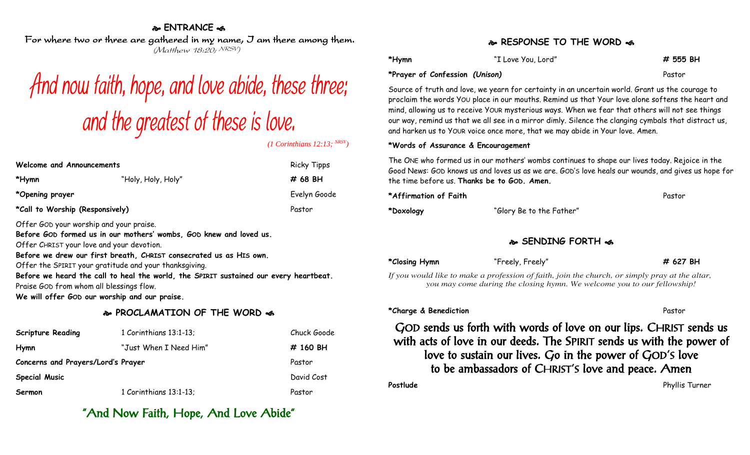## ENTRANCE

For where two or three are gathered in my name, I am there among them.
*(Matthew 18:20; NRSV)*

# And now faith, hope, and love abide, these three; and the greatest of these is love.

*(1 Corinthians 12:13; NRSV)*

| | | |
|---|---|---|
| **Welcome and Announcements** | | Ricky Tipps |
| ***Hymn** | "Holy, Holy, Holy" | **# 68 BH** |
| ***Opening prayer** | | Evelyn Goode |
| ***Call to Worship (Responsively)** | | Pastor |

Offer GOD your worship and your praise.
**Before GOD formed us in our mothers' wombs, GOD knew and loved us.**
Offer CHRIST your love and your devotion.
**Before we drew our first breath, CHRIST consecrated us as HIS own.**
Offer the SPIRIT your gratitude and your thanksgiving.
**Before we heard the call to heal the world, the SPIRIT sustained our every heartbeat.**
Praise GOD from whom all blessings flow.
**We will offer GOD our worship and our praise.**

## PROCLAMATION OF THE WORD

| | | |
|---|---|---|
| **Scripture Reading** | 1 Corinthians 13:1-13; | Chuck Goode |
| **Hymn** | "Just When I Need Him" | **# 160 BH** |
| **Concerns and Prayers/Lord's Prayer** | | Pastor |
| **Special Music** | | David Cost |
| **Sermon** | 1 Corinthians 13:1-13; | Pastor |

"And Now Faith, Hope, And Love Abide"

## RESPONSE TO THE WORD

| | | |
|---|---|---|
| ***Hymn** | "I Love You, Lord" | **# 555 BH** |
| ***Prayer of Confession *(Unison)*** | | Pastor |

Source of truth and love, we yearn for certainty in an uncertain world. Grant us the courage to proclaim the words YOU place in our mouths. Remind us that Your love alone softens the heart and mind, allowing us to receive YOUR mysterious ways. When we fear that others will not see things our way, remind us that we all see in a mirror dimly. Silence the clanging cymbals that distract us, and harken us to YOUR voice once more, that we may abide in Your love. Amen.

***Words of Assurance & Encouragement**

The ONE who formed us in our mothers' wombs continues to shape our lives today. Rejoice in the Good News: GOD knows us and loves us as we are. GOD'S love heals our wounds, and gives us hope for the time before us. **Thanks be to GOD. Amen.**

| | | |
|---|---|---|
| ***Affirmation of Faith** | | Pastor |
| ***Doxology** | "Glory Be to the Father" | |

## SENDING FORTH

| | | |
|---|---|---|
| ***Closing Hymn** | "Freely, Freely" | **# 627 BH** |

*If you would like to make a profession of faith, join the church, or simply pray at the altar, you may come during the closing hymn. We welcome you to our fellowship!*

***Charge & Benediction** Pastor

GOD sends us forth with words of love on our lips. CHRIST sends us with acts of love in our deeds. The SPIRIT sends us with the power of love to sustain our lives. Go in the power of GOD'S love to be ambassadors of CHRIST'S love and peace. Amen

**Postlude** Phyllis Turner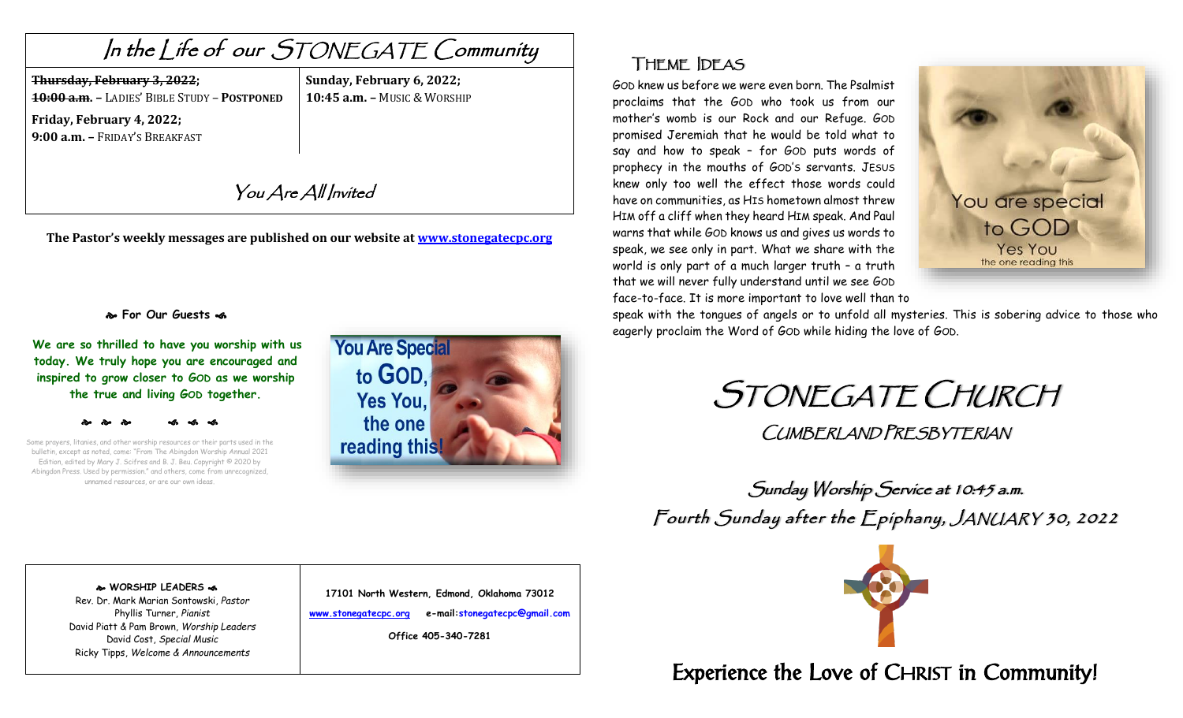# In the Life of our STONEGATE Community

~~Thursday, February 3, 2022;~~
~~10:00 a.m.~~ – LADIES' BIBLE STUDY – **POSTPONED**

**Friday, February 4, 2022;**
**9:00 a.m.** – FRIDAY'S BREAKFAST

**Sunday, February 6, 2022;**
**10:45 a.m.** – MUSIC & WORSHIP

*You Are All Invited*

**The Pastor's weekly messages are published on our website at www.stonegatecpc.org**

**For Our Guests**

**We are so thrilled to have you worship with us today. We truly hope you are encouraged and inspired to grow closer to GOD as we worship the true and living GOD together.**

Some prayers, litanies, and other worship resources or their parts used in the bulletin, except as noted, come: "From The Abingdon Worship Annual 2021 Edition, edited by Mary J. Scifres and B. J. Beu. Copyright © 2020 by Abingdon Press. Used by permission." and others, come from unrecognized, unnamed resources, or are our own ideas.

You Are Special to GOD, Yes You, the one reading this!

**WORSHIP LEADERS**
Rev. Dr. Mark Marian Sontowski, *Pastor*
Phyllis Turner, *Pianist*
David Piatt & Pam Brown, *Worship Leaders*
David Cost, *Special Music*
Ricky Tipps, *Welcome & Announcements*

**17101 North Western, Edmond, Oklahoma 73012**

**www.stonegatecpc.org e-mail: stonegatecpc@gmail.com**

**Office 405-340-7281**

## THEME IDEAS

GOD knew us before we were even born. The Psalmist proclaims that the GOD who took us from our mother's womb is our Rock and our Refuge. GOD promised Jeremiah that he would be told what to say and how to speak – for GOD puts words of prophecy in the mouths of GOD'S servants. JESUS knew only too well the effect those words could have on communities, as HIS hometown almost threw HIM off a cliff when they heard HIM speak. And Paul warns that while GOD knows us and gives us words to speak, we see only in part. What we share with the world is only part of a much larger truth – a truth that we will never fully understand until we see GOD face-to-face. It is more important to love well than to speak with the tongues of angels or to unfold all mysteries. This is sobering advice to those who eagerly proclaim the Word of GOD while hiding the love of GOD.

You are special to GOD
Yes You
the one reading this

# STONEGATE CHURCH

## CUMBERLAND PRESBYTERIAN

*Sunday Worship Service at 10:45 a.m.*

*Fourth Sunday after the Epiphany, JANUARY 30, 2022*

**Experience the Love of CHRIST in Community!**